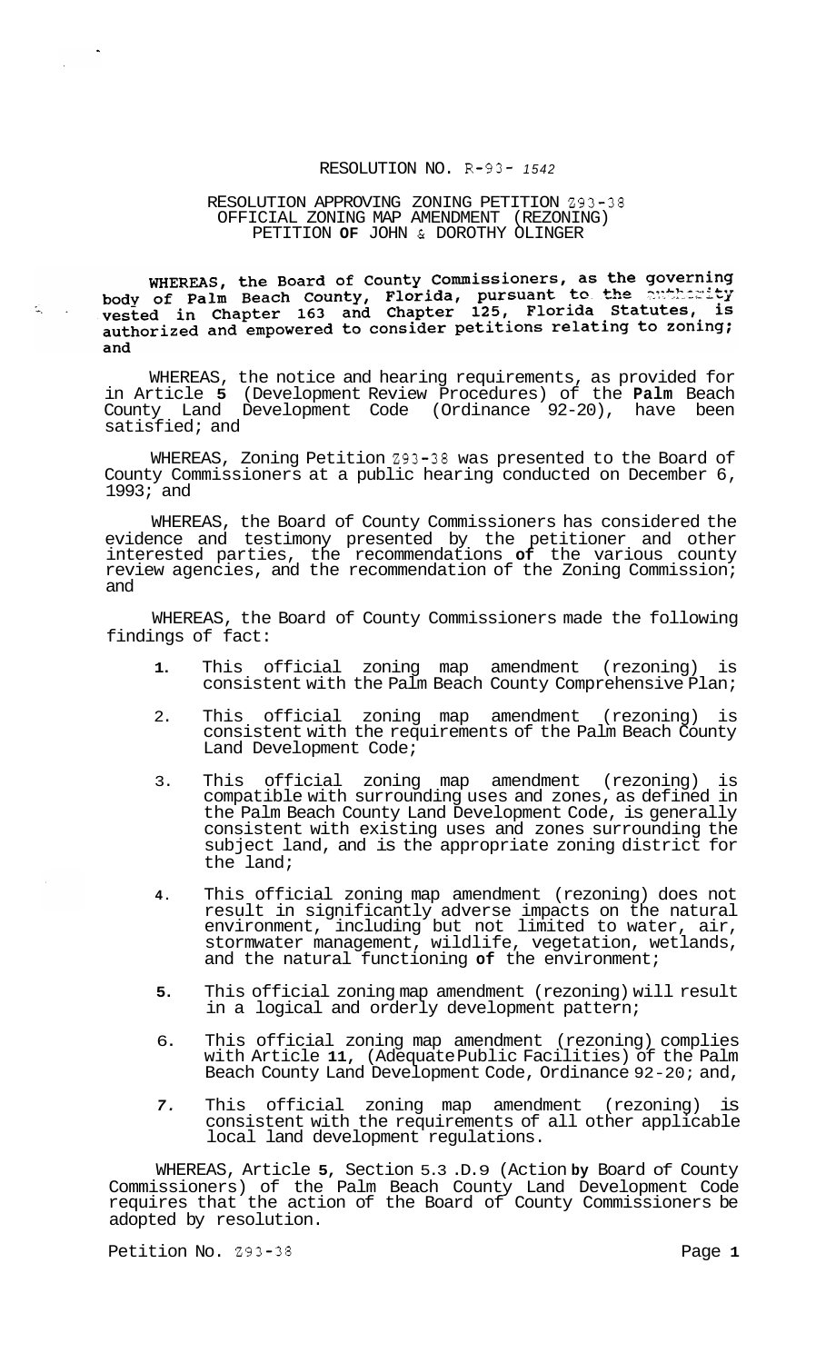RESOLUTION NO. R-93- 1542

RESOLUTION APPROVING ZONING PETITION Z93-38
OFFICIAL ZONING MAP AMENDMENT (REZONING)
PETITION OF JOHN & DOROTHY OLINGER

WHEREAS, the Board of County Commissioners, as the governing body of Palm Beach County, Florida, pursuant to the authority vested in Chapter 163 and Chapter 125, Florida Statutes, is authorized and empowered to consider petitions relating to zoning; and

WHEREAS, the notice and hearing requirements, as provided for in Article 5 (Development Review Procedures) of the Palm Beach County Land Development Code (Ordinance 92-20), have been satisfied; and

WHEREAS, Zoning Petition Z93-38 was presented to the Board of County Commissioners at a public hearing conducted on December 6, 1993; and

WHEREAS, the Board of County Commissioners has considered the evidence and testimony presented by the petitioner and other interested parties, the recommendations of the various county review agencies, and the recommendation of the Zoning Commission; and

WHEREAS, the Board of County Commissioners made the following findings of fact:

1. This official zoning map amendment (rezoning) is consistent with the Palm Beach County Comprehensive Plan;
2. This official zoning map amendment (rezoning) is consistent with the requirements of the Palm Beach County Land Development Code;
3. This official zoning map amendment (rezoning) is compatible with surrounding uses and zones, as defined in the Palm Beach County Land Development Code, is generally consistent with existing uses and zones surrounding the subject land, and is the appropriate zoning district for the land;
4. This official zoning map amendment (rezoning) does not result in significantly adverse impacts on the natural environment, including but not limited to water, air, stormwater management, wildlife, vegetation, wetlands, and the natural functioning of the environment;
5. This official zoning map amendment (rezoning) will result in a logical and orderly development pattern;
6. This official zoning map amendment (rezoning) complies with Article 11, (Adequate Public Facilities) of the Palm Beach County Land Development Code, Ordinance 92-20; and,
7. This official zoning map amendment (rezoning) is consistent with the requirements of all other applicable local land development regulations.

WHEREAS, Article 5, Section 5.3 .D.9 (Action by Board of County Commissioners) of the Palm Beach County Land Development Code requires that the action of the Board of County Commissioners be adopted by resolution.

Petition No. Z93-38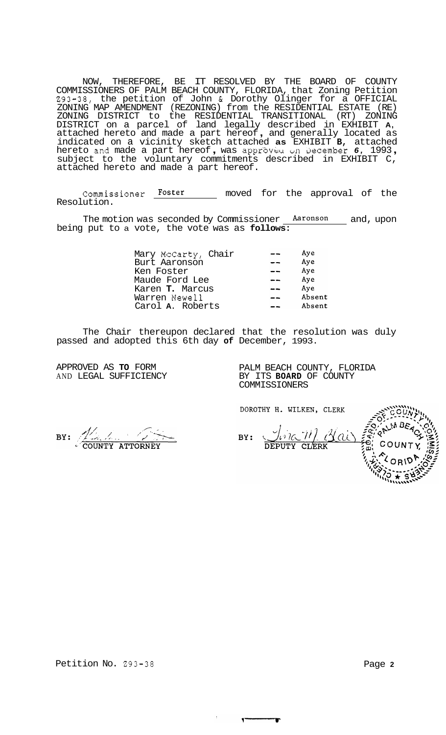NOW, THEREFORE, BE IT RESOLVED BY THE BOARD OF COUNTY COMMISSIONERS OF PALM BEACH COUNTY, FLORIDA, that Zoning Petition Z93-38, the petition of John & Dorothy Olinger for a OFFICIAL ZONING MAP AMENDMENT (REZONING) from the RESIDENTIAL ESTATE (RE) ZONING DISTRICT to the RESIDENTIAL TRANSITIONAL (RT) ZONING DISTRICT on a parcel of land legally described in EXHIBIT **A**, attached hereto and made a part hereof, and generally located as indicated on a vicinity sketch attached **as** EXHIBIT **B**, attached hereto and made a part hereof, was approved on December *6*, 1993, subject to the voluntary commitments described in EXHIBIT C, attached hereto and made a part hereof.

Commissioner Foster moved for the approval of the Resolution.

The motion was seconded by Commissioner Aaronson and, upon being put to a vote, the vote was as **follows:**

| | | |
|---|---|---|
| Mary McCarty, Chair | -- | Aye |
| Burt Aaronson | -- | Aye |
| Ken Foster | -- | Aye |
| Maude Ford Lee | -- | Aye |
| Karen **T.** Marcus | -- | Aye |
| Warren Newell | -- | Absent |
| Carol **A.** Roberts | -- | Absent |

The Chair thereupon declared that the resolution was duly passed and adopted this 6th day **of** December, 1993.

APPROVED AS **TO** FORM
AND LEGAL SUFFICIENCY

BY: COUNTY ATTORNEY

PALM BEACH COUNTY, FLORIDA
BY ITS **BOARD** OF COUNTY
COMMISSIONERS

DOROTHY H. WILKEN, CLERK

BY: DEPUTY CLERK

Petition No. Z93-38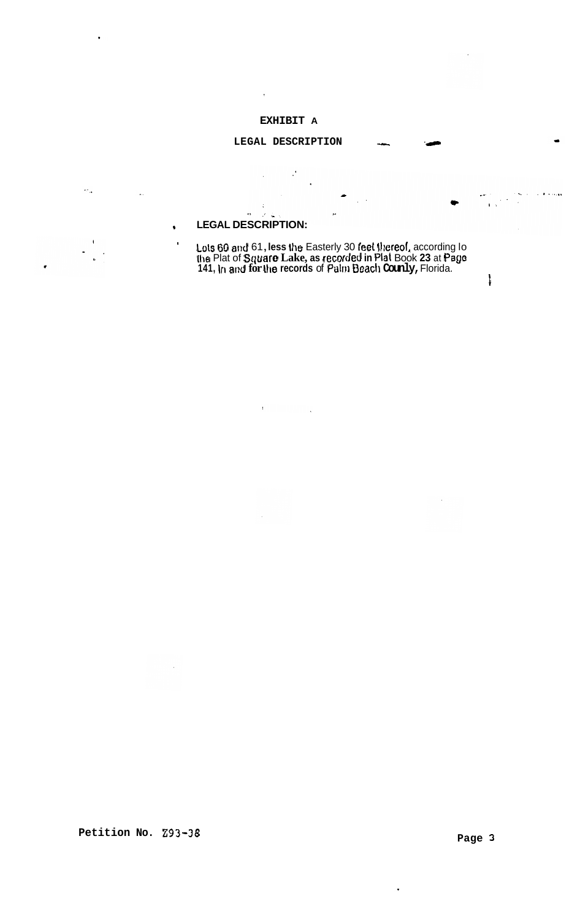# EXHIBIT A

## LEGAL DESCRIPTION

**LEGAL DESCRIPTION:**

Lots 60 and 61, less the Easterly 30 feet thereof, according to the Plat of Square Lake, as recorded in Plat Book 23 at Page 141, in and for the records of Palm Beach County, Florida.

Petition No. Z93-38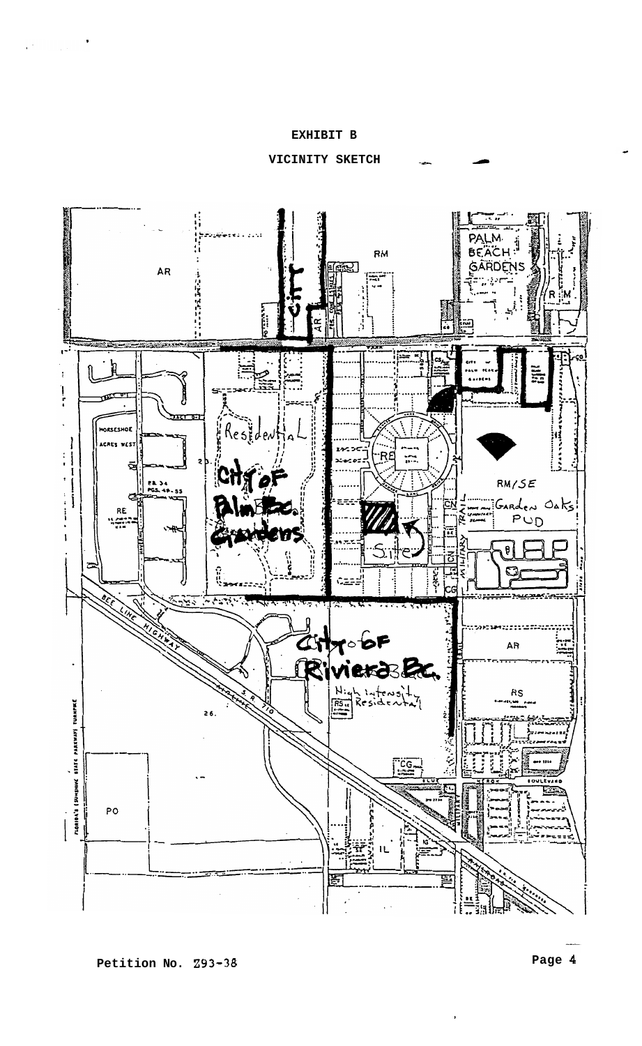# EXHIBIT B

## VICINITY SKETCH

Petition No. Z93-38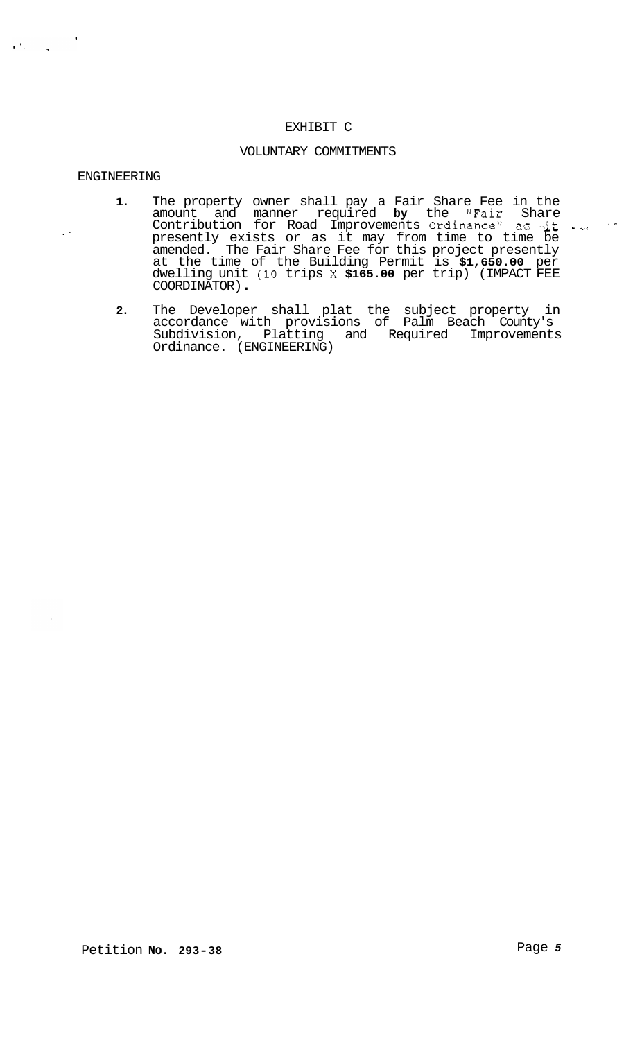# EXHIBIT C

## VOLUNTARY COMMITMENTS

ENGINEERING

1. The property owner shall pay a Fair Share Fee in the amount and manner required **by** the "Fair Share Contribution for Road Improvements Ordinance" as it presently exists or as it may from time to time be amended. The Fair Share Fee for this project presently at the time of the Building Permit is **$1,650.00** per dwelling unit (10 trips X **$165.00** per trip) (IMPACT FEE COORDINATOR).

2. The Developer shall plat the subject property in accordance with provisions of Palm Beach County's Subdivision, Platting and Required Improvements Ordinance. (ENGINEERING)

Petition **No. 293-38**